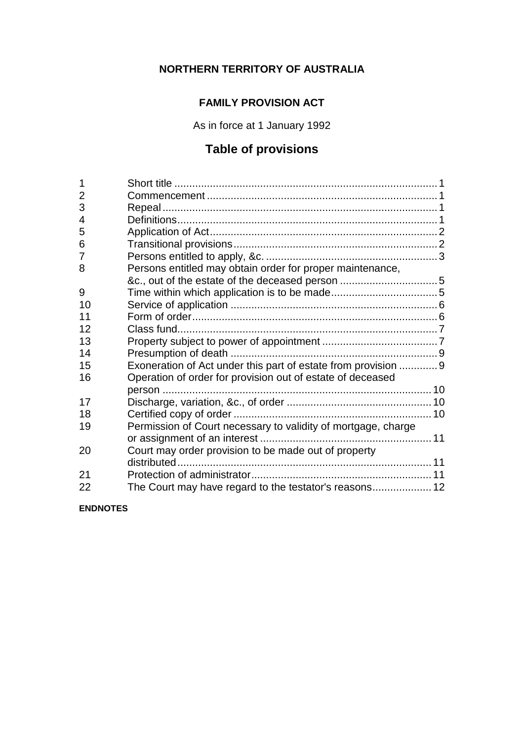**NORTHERN TERRITORY OF AUSTRALIA**

**FAMILY PROVISION ACT**

As in force at 1 January 1992

## Table of provisions

| | | |
|---|---|---|
| 1 | Short title | 1 |
| 2 | Commencement | 1 |
| 3 | Repeal | 1 |
| 4 | Definitions | 1 |
| 5 | Application of Act | 2 |
| 6 | Transitional provisions | 2 |
| 7 | Persons entitled to apply, &c. | 3 |
| 8 | Persons entitled may obtain order for proper maintenance, &c., out of the estate of the deceased person | 5 |
| 9 | Time within which application is to be made | 5 |
| 10 | Service of application | 6 |
| 11 | Form of order | 6 |
| 12 | Class fund | 7 |
| 13 | Property subject to power of appointment | 7 |
| 14 | Presumption of death | 9 |
| 15 | Exoneration of Act under this part of estate from provision | 9 |
| 16 | Operation of order for provision out of estate of deceased person | 10 |
| 17 | Discharge, variation, &c., of order | 10 |
| 18 | Certified copy of order | 10 |
| 19 | Permission of Court necessary to validity of mortgage, charge or assignment of an interest | 11 |
| 20 | Court may order provision to be made out of property distributed | 11 |
| 21 | Protection of administrator | 11 |
| 22 | The Court may have regard to the testator's reasons | 12 |

**ENDNOTES**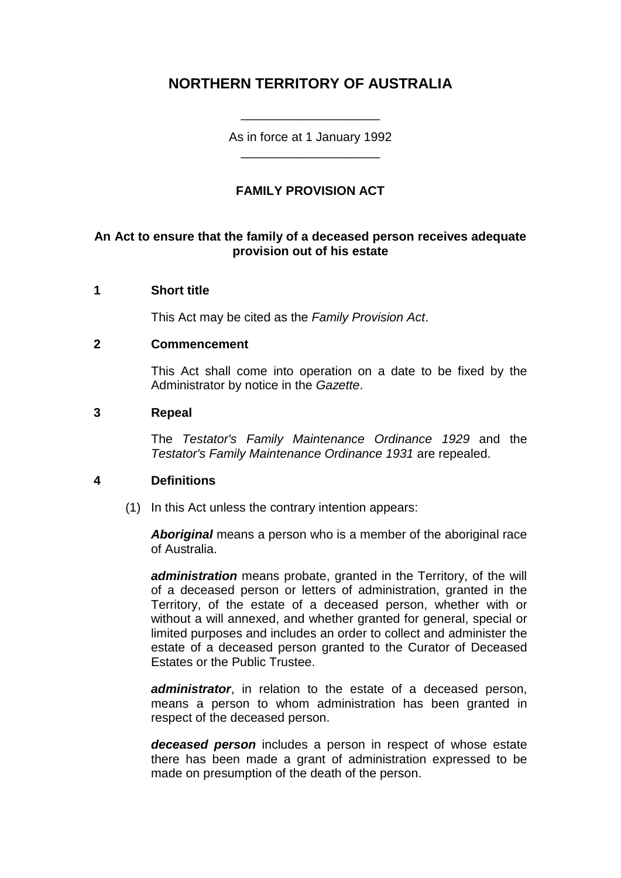# NORTHERN TERRITORY OF AUSTRALIA

As in force at 1 January 1992

## FAMILY PROVISION ACT

**An Act to ensure that the family of a deceased person receives adequate provision out of his estate**

### 1 Short title

This Act may be cited as the *Family Provision Act*.

### 2 Commencement

This Act shall come into operation on a date to be fixed by the Administrator by notice in the *Gazette*.

### 3 Repeal

The *Testator's Family Maintenance Ordinance 1929* and the *Testator's Family Maintenance Ordinance 1931* are repealed.

### 4 Definitions

(1) In this Act unless the contrary intention appears:

***Aboriginal*** means a person who is a member of the aboriginal race of Australia.

***administration*** means probate, granted in the Territory, of the will of a deceased person or letters of administration, granted in the Territory, of the estate of a deceased person, whether with or without a will annexed, and whether granted for general, special or limited purposes and includes an order to collect and administer the estate of a deceased person granted to the Curator of Deceased Estates or the Public Trustee.

***administrator***, in relation to the estate of a deceased person, means a person to whom administration has been granted in respect of the deceased person.

***deceased person*** includes a person in respect of whose estate there has been made a grant of administration expressed to be made on presumption of the death of the person.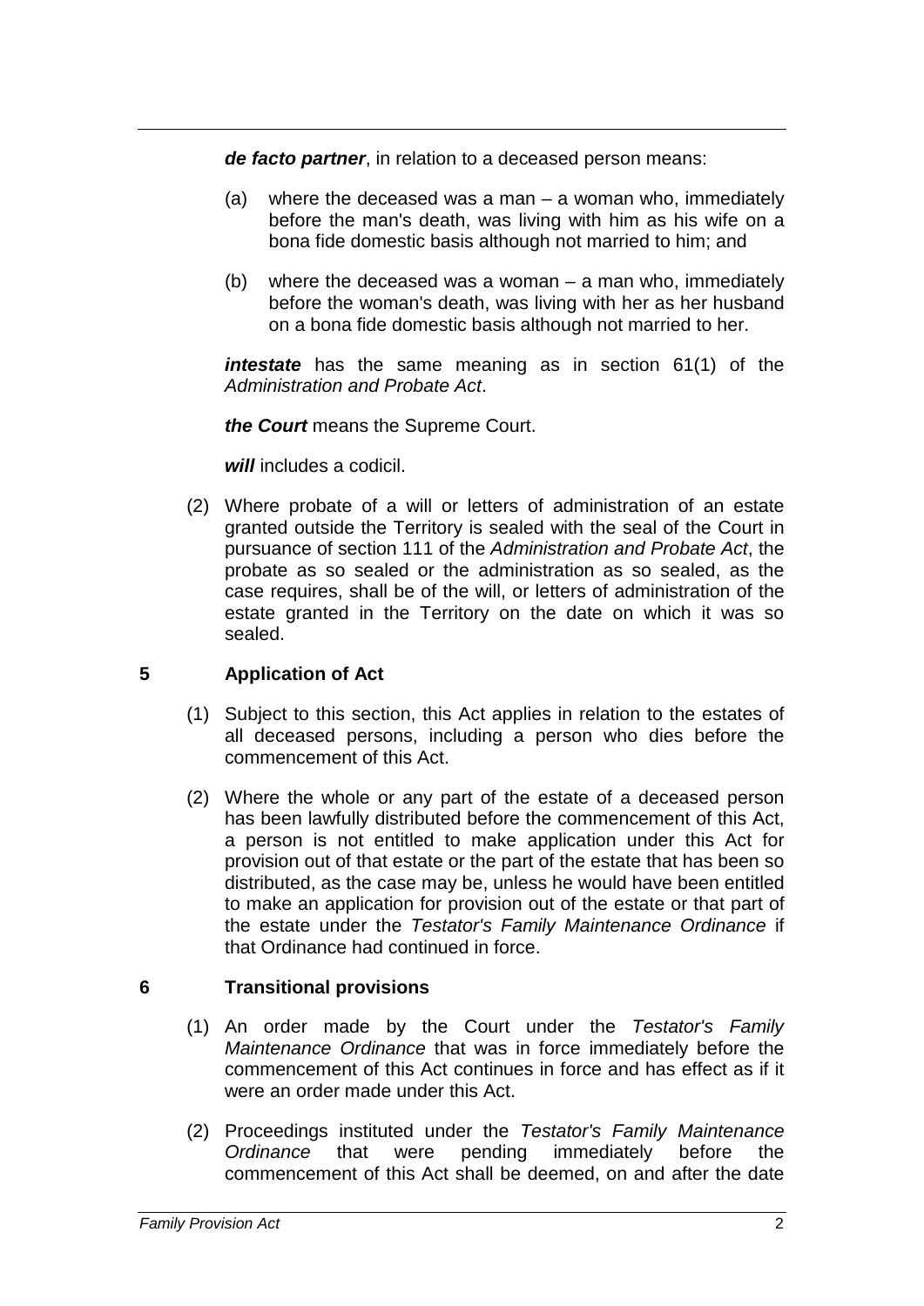***de facto partner***, in relation to a deceased person means:

(a) where the deceased was a man – a woman who, immediately before the man's death, was living with him as his wife on a bona fide domestic basis although not married to him; and

(b) where the deceased was a woman – a man who, immediately before the woman's death, was living with her as her husband on a bona fide domestic basis although not married to her.

***intestate*** has the same meaning as in section 61(1) of the *Administration and Probate Act*.

***the Court*** means the Supreme Court.

***will*** includes a codicil.

(2) Where probate of a will or letters of administration of an estate granted outside the Territory is sealed with the seal of the Court in pursuance of section 111 of the *Administration and Probate Act*, the probate as so sealed or the administration as so sealed, as the case requires, shall be of the will, or letters of administration of the estate granted in the Territory on the date on which it was so sealed.

## 5 Application of Act

(1) Subject to this section, this Act applies in relation to the estates of all deceased persons, including a person who dies before the commencement of this Act.

(2) Where the whole or any part of the estate of a deceased person has been lawfully distributed before the commencement of this Act, a person is not entitled to make application under this Act for provision out of that estate or the part of the estate that has been so distributed, as the case may be, unless he would have been entitled to make an application for provision out of the estate or that part of the estate under the *Testator's Family Maintenance Ordinance* if that Ordinance had continued in force.

## 6 Transitional provisions

(1) An order made by the Court under the *Testator's Family Maintenance Ordinance* that was in force immediately before the commencement of this Act continues in force and has effect as if it were an order made under this Act.

(2) Proceedings instituted under the *Testator's Family Maintenance Ordinance* that were pending immediately before the commencement of this Act shall be deemed, on and after the date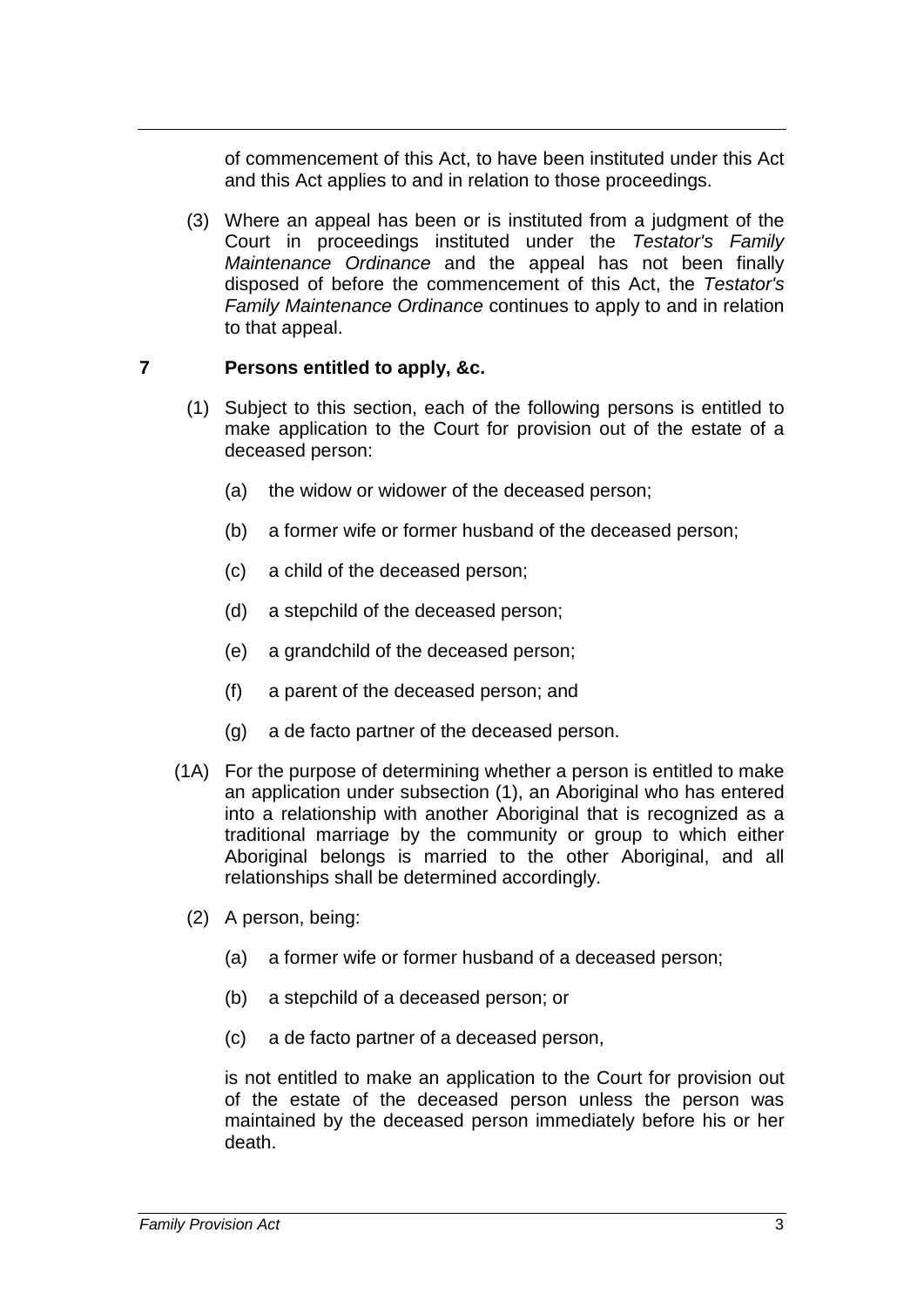of commencement of this Act, to have been instituted under this Act and this Act applies to and in relation to those proceedings.

(3) Where an appeal has been or is instituted from a judgment of the Court in proceedings instituted under the *Testator's Family Maintenance Ordinance* and the appeal has not been finally disposed of before the commencement of this Act, the *Testator's Family Maintenance Ordinance* continues to apply to and in relation to that appeal.

## 7 Persons entitled to apply, &c.

(1) Subject to this section, each of the following persons is entitled to make application to the Court for provision out of the estate of a deceased person:

(a) the widow or widower of the deceased person;

(b) a former wife or former husband of the deceased person;

(c) a child of the deceased person;

(d) a stepchild of the deceased person;

(e) a grandchild of the deceased person;

(f) a parent of the deceased person; and

(g) a de facto partner of the deceased person.

(1A) For the purpose of determining whether a person is entitled to make an application under subsection (1), an Aboriginal who has entered into a relationship with another Aboriginal that is recognized as a traditional marriage by the community or group to which either Aboriginal belongs is married to the other Aboriginal, and all relationships shall be determined accordingly.

(2) A person, being:

(a) a former wife or former husband of a deceased person;

(b) a stepchild of a deceased person; or

(c) a de facto partner of a deceased person,

is not entitled to make an application to the Court for provision out of the estate of the deceased person unless the person was maintained by the deceased person immediately before his or her death.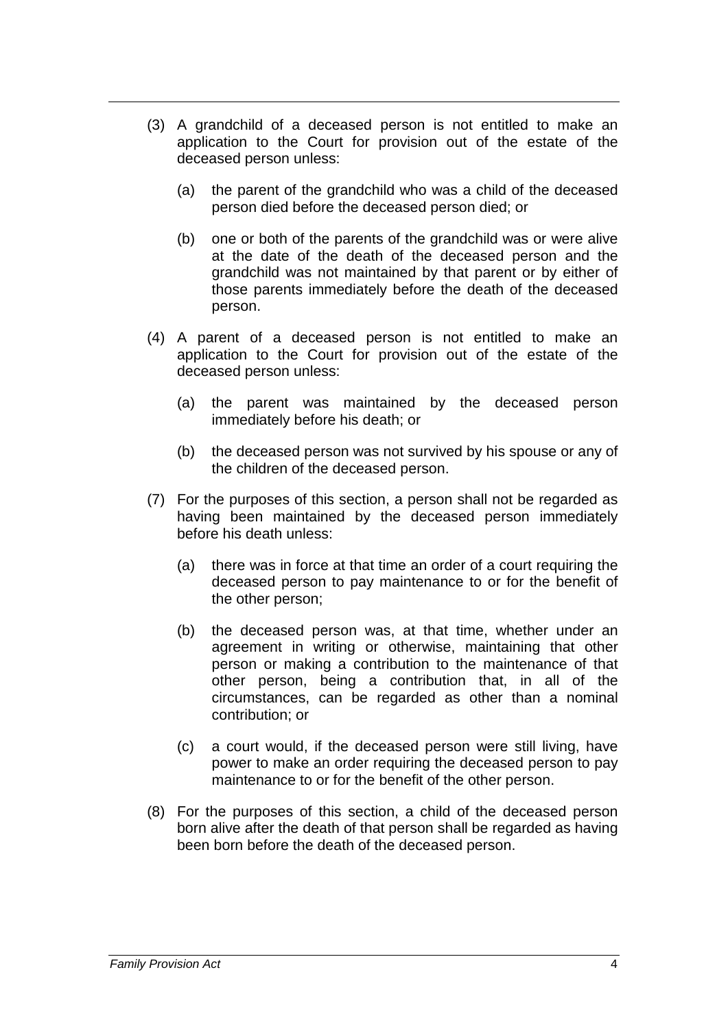(3) A grandchild of a deceased person is not entitled to make an application to the Court for provision out of the estate of the deceased person unless:

  (a) the parent of the grandchild who was a child of the deceased person died before the deceased person died; or

  (b) one or both of the parents of the grandchild was or were alive at the date of the death of the deceased person and the grandchild was not maintained by that parent or by either of those parents immediately before the death of the deceased person.

(4) A parent of a deceased person is not entitled to make an application to the Court for provision out of the estate of the deceased person unless:

  (a) the parent was maintained by the deceased person immediately before his death; or

  (b) the deceased person was not survived by his spouse or any of the children of the deceased person.

(7) For the purposes of this section, a person shall not be regarded as having been maintained by the deceased person immediately before his death unless:

  (a) there was in force at that time an order of a court requiring the deceased person to pay maintenance to or for the benefit of the other person;

  (b) the deceased person was, at that time, whether under an agreement in writing or otherwise, maintaining that other person or making a contribution to the maintenance of that other person, being a contribution that, in all of the circumstances, can be regarded as other than a nominal contribution; or

  (c) a court would, if the deceased person were still living, have power to make an order requiring the deceased person to pay maintenance to or for the benefit of the other person.

(8) For the purposes of this section, a child of the deceased person born alive after the death of that person shall be regarded as having been born before the death of the deceased person.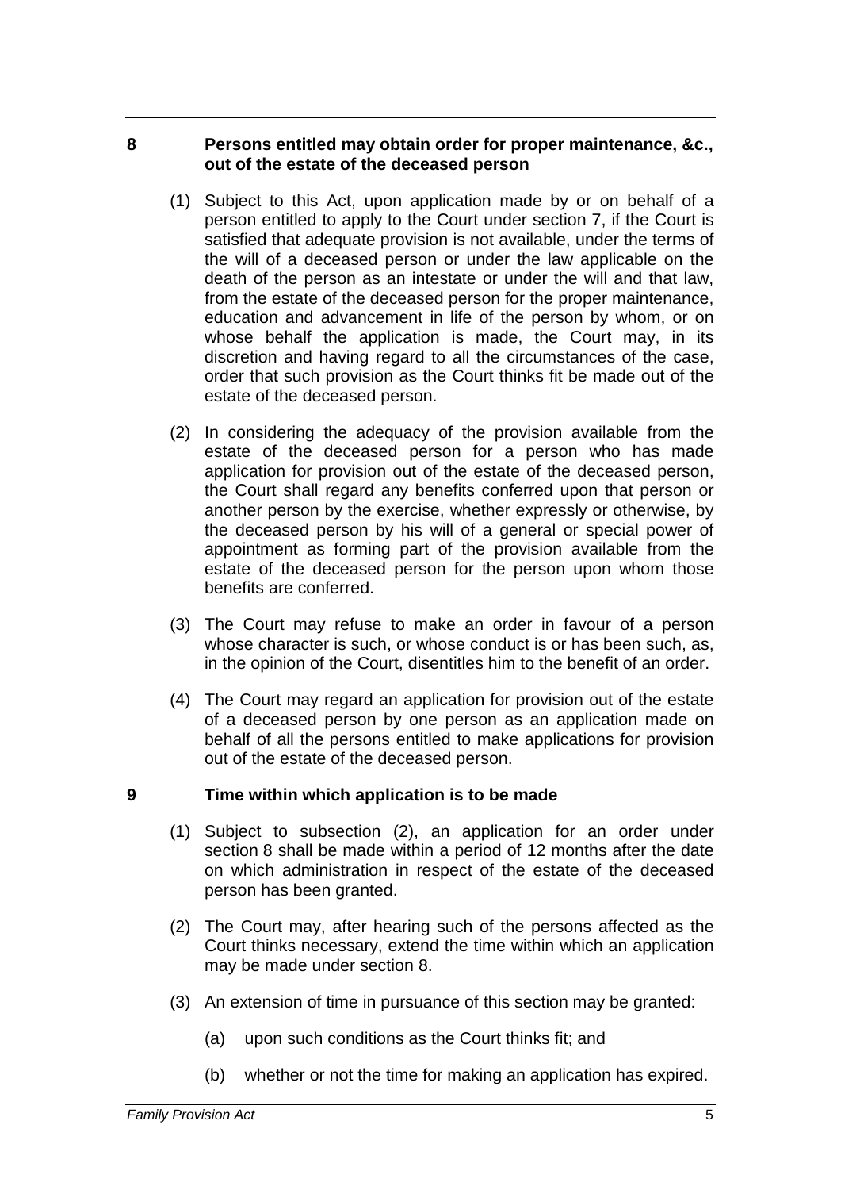## 8 Persons entitled may obtain order for proper maintenance, &c., out of the estate of the deceased person

(1) Subject to this Act, upon application made by or on behalf of a person entitled to apply to the Court under section 7, if the Court is satisfied that adequate provision is not available, under the terms of the will of a deceased person or under the law applicable on the death of the person as an intestate or under the will and that law, from the estate of the deceased person for the proper maintenance, education and advancement in life of the person by whom, or on whose behalf the application is made, the Court may, in its discretion and having regard to all the circumstances of the case, order that such provision as the Court thinks fit be made out of the estate of the deceased person.

(2) In considering the adequacy of the provision available from the estate of the deceased person for a person who has made application for provision out of the estate of the deceased person, the Court shall regard any benefits conferred upon that person or another person by the exercise, whether expressly or otherwise, by the deceased person by his will of a general or special power of appointment as forming part of the provision available from the estate of the deceased person for the person upon whom those benefits are conferred.

(3) The Court may refuse to make an order in favour of a person whose character is such, or whose conduct is or has been such, as, in the opinion of the Court, disentitles him to the benefit of an order.

(4) The Court may regard an application for provision out of the estate of a deceased person by one person as an application made on behalf of all the persons entitled to make applications for provision out of the estate of the deceased person.

## 9 Time within which application is to be made

(1) Subject to subsection (2), an application for an order under section 8 shall be made within a period of 12 months after the date on which administration in respect of the estate of the deceased person has been granted.

(2) The Court may, after hearing such of the persons affected as the Court thinks necessary, extend the time within which an application may be made under section 8.

(3) An extension of time in pursuance of this section may be granted:

(a) upon such conditions as the Court thinks fit; and

(b) whether or not the time for making an application has expired.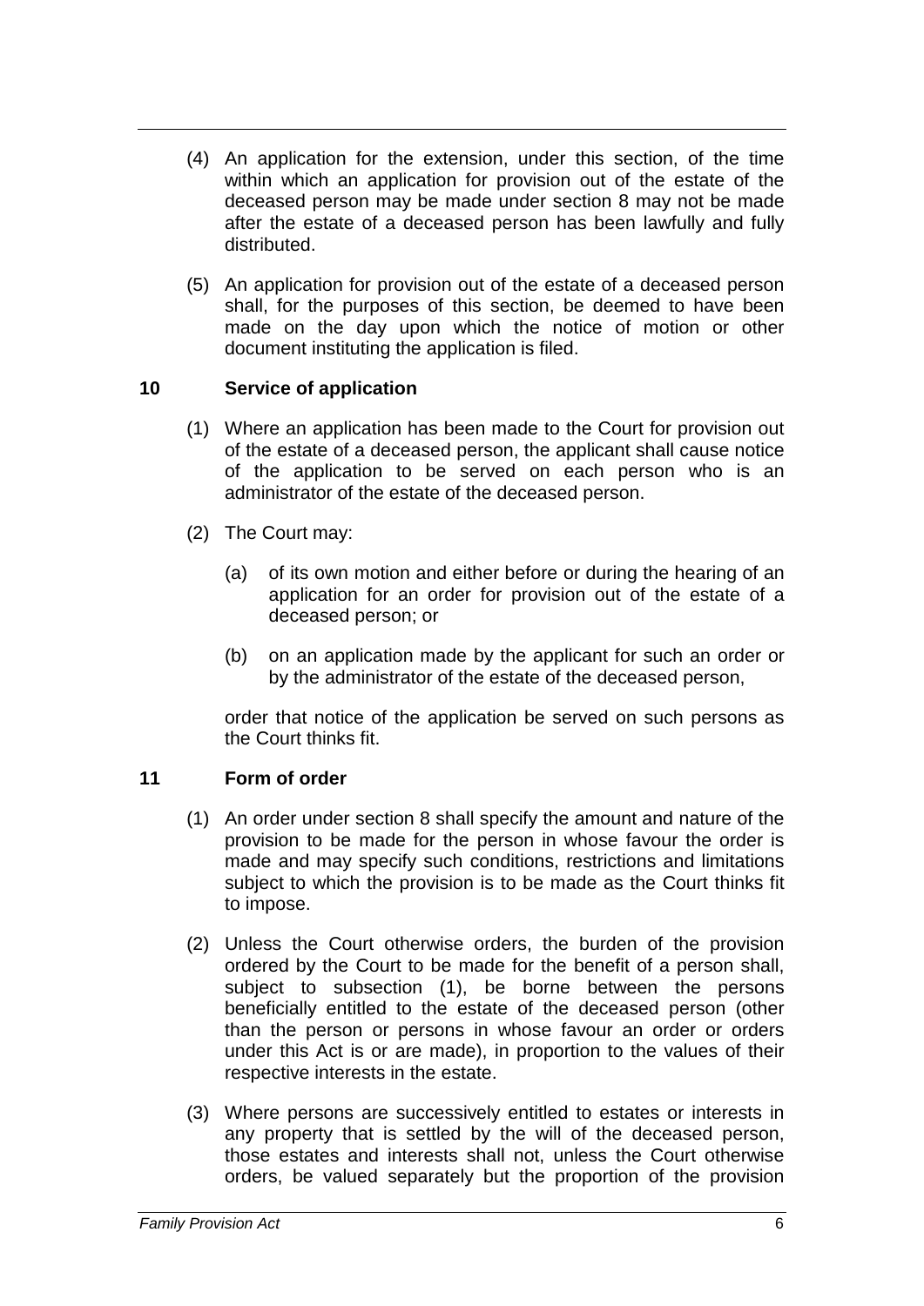(4) An application for the extension, under this section, of the time within which an application for provision out of the estate of the deceased person may be made under section 8 may not be made after the estate of a deceased person has been lawfully and fully distributed.

(5) An application for provision out of the estate of a deceased person shall, for the purposes of this section, be deemed to have been made on the day upon which the notice of motion or other document instituting the application is filed.

### 10 Service of application

(1) Where an application has been made to the Court for provision out of the estate of a deceased person, the applicant shall cause notice of the application to be served on each person who is an administrator of the estate of the deceased person.

(2) The Court may:

(a) of its own motion and either before or during the hearing of an application for an order for provision out of the estate of a deceased person; or

(b) on an application made by the applicant for such an order or by the administrator of the estate of the deceased person,

order that notice of the application be served on such persons as the Court thinks fit.

### 11 Form of order

(1) An order under section 8 shall specify the amount and nature of the provision to be made for the person in whose favour the order is made and may specify such conditions, restrictions and limitations subject to which the provision is to be made as the Court thinks fit to impose.

(2) Unless the Court otherwise orders, the burden of the provision ordered by the Court to be made for the benefit of a person shall, subject to subsection (1), be borne between the persons beneficially entitled to the estate of the deceased person (other than the person or persons in whose favour an order or orders under this Act is or are made), in proportion to the values of their respective interests in the estate.

(3) Where persons are successively entitled to estates or interests in any property that is settled by the will of the deceased person, those estates and interests shall not, unless the Court otherwise orders, be valued separately but the proportion of the provision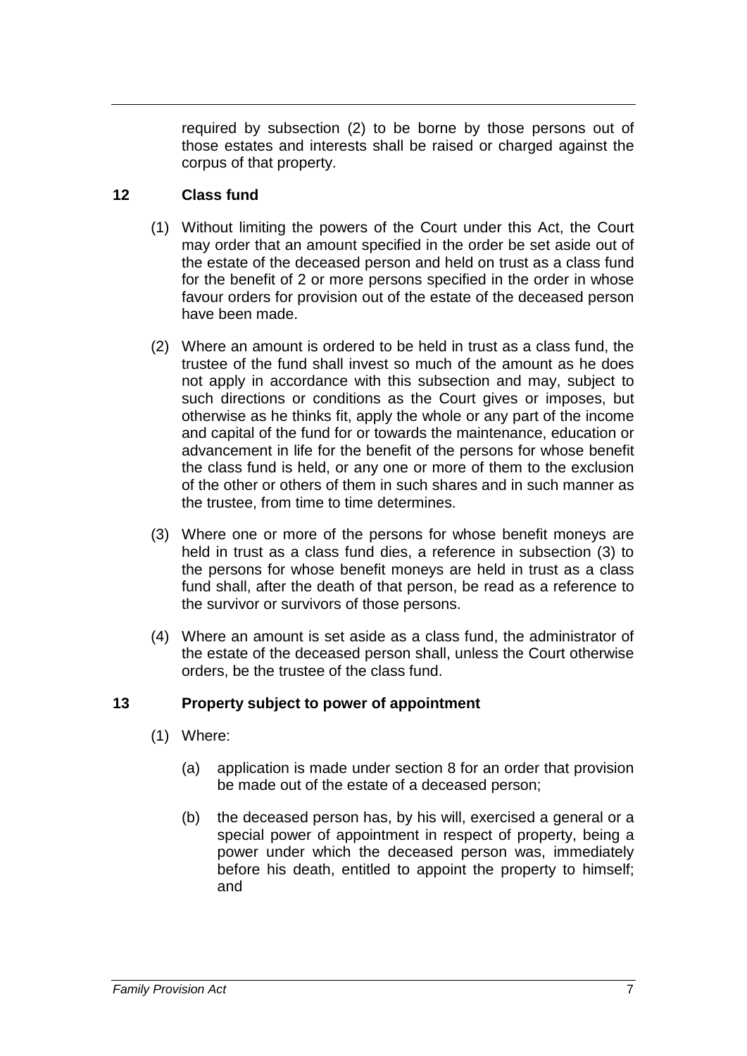required by subsection (2) to be borne by those persons out of those estates and interests shall be raised or charged against the corpus of that property.

### 12 Class fund

(1) Without limiting the powers of the Court under this Act, the Court may order that an amount specified in the order be set aside out of the estate of the deceased person and held on trust as a class fund for the benefit of 2 or more persons specified in the order in whose favour orders for provision out of the estate of the deceased person have been made.

(2) Where an amount is ordered to be held in trust as a class fund, the trustee of the fund shall invest so much of the amount as he does not apply in accordance with this subsection and may, subject to such directions or conditions as the Court gives or imposes, but otherwise as he thinks fit, apply the whole or any part of the income and capital of the fund for or towards the maintenance, education or advancement in life for the benefit of the persons for whose benefit the class fund is held, or any one or more of them to the exclusion of the other or others of them in such shares and in such manner as the trustee, from time to time determines.

(3) Where one or more of the persons for whose benefit moneys are held in trust as a class fund dies, a reference in subsection (3) to the persons for whose benefit moneys are held in trust as a class fund shall, after the death of that person, be read as a reference to the survivor or survivors of those persons.

(4) Where an amount is set aside as a class fund, the administrator of the estate of the deceased person shall, unless the Court otherwise orders, be the trustee of the class fund.

### 13 Property subject to power of appointment

(1) Where:

(a) application is made under section 8 for an order that provision be made out of the estate of a deceased person;

(b) the deceased person has, by his will, exercised a general or a special power of appointment in respect of property, being a power under which the deceased person was, immediately before his death, entitled to appoint the property to himself; and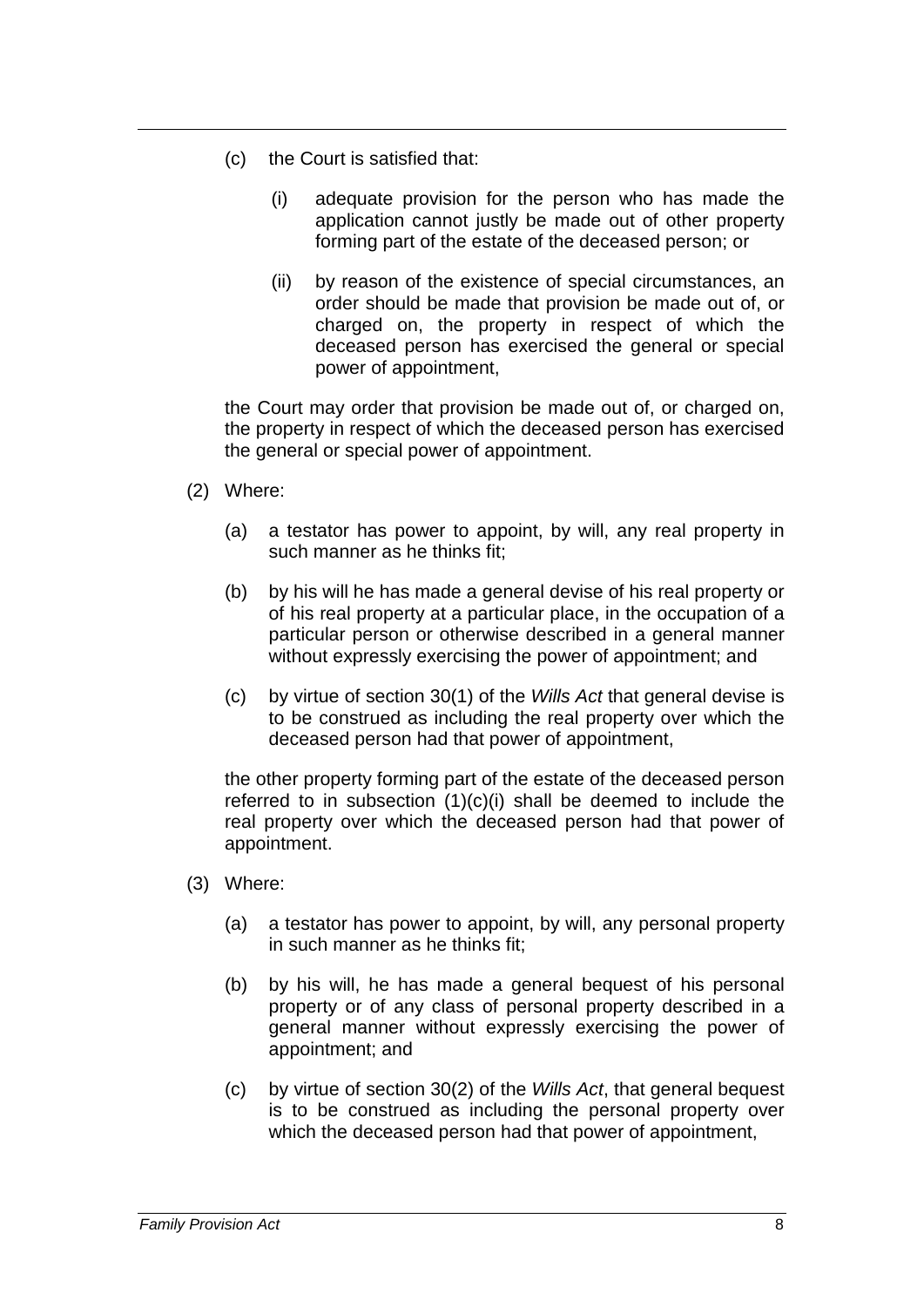(c) the Court is satisfied that:

    (i) adequate provision for the person who has made the application cannot justly be made out of other property forming part of the estate of the deceased person; or

    (ii) by reason of the existence of special circumstances, an order should be made that provision be made out of, or charged on, the property in respect of which the deceased person has exercised the general or special power of appointment,

the Court may order that provision be made out of, or charged on, the property in respect of which the deceased person has exercised the general or special power of appointment.

(2) Where:

(a) a testator has power to appoint, by will, any real property in such manner as he thinks fit;

(b) by his will he has made a general devise of his real property or of his real property at a particular place, in the occupation of a particular person or otherwise described in a general manner without expressly exercising the power of appointment; and

(c) by virtue of section 30(1) of the *Wills Act* that general devise is to be construed as including the real property over which the deceased person had that power of appointment,

the other property forming part of the estate of the deceased person referred to in subsection (1)(c)(i) shall be deemed to include the real property over which the deceased person had that power of appointment.

(3) Where:

(a) a testator has power to appoint, by will, any personal property in such manner as he thinks fit;

(b) by his will, he has made a general bequest of his personal property or of any class of personal property described in a general manner without expressly exercising the power of appointment; and

(c) by virtue of section 30(2) of the *Wills Act*, that general bequest is to be construed as including the personal property over which the deceased person had that power of appointment,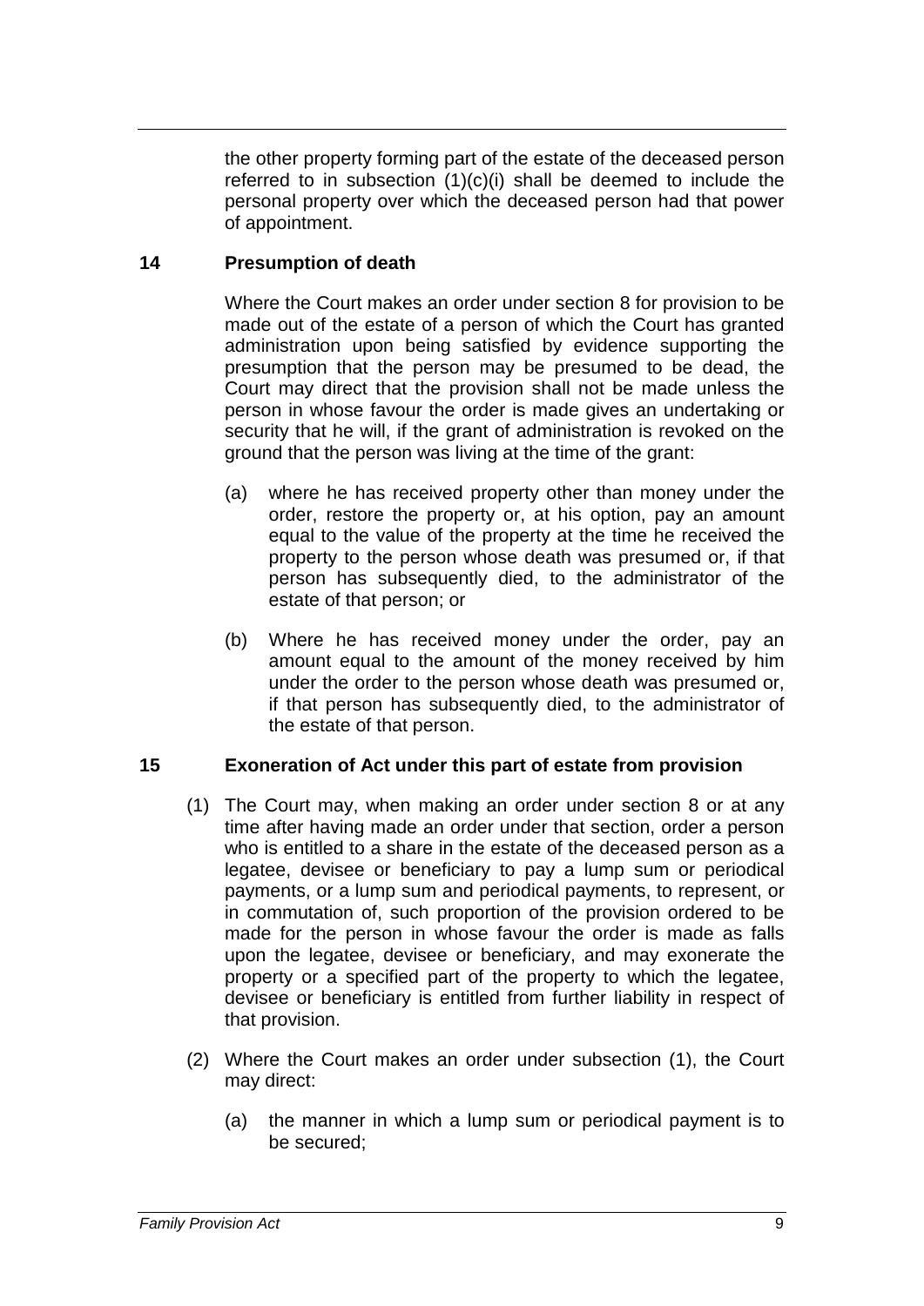the other property forming part of the estate of the deceased person referred to in subsection (1)(c)(i) shall be deemed to include the personal property over which the deceased person had that power of appointment.

## 14 Presumption of death

Where the Court makes an order under section 8 for provision to be made out of the estate of a person of which the Court has granted administration upon being satisfied by evidence supporting the presumption that the person may be presumed to be dead, the Court may direct that the provision shall not be made unless the person in whose favour the order is made gives an undertaking or security that he will, if the grant of administration is revoked on the ground that the person was living at the time of the grant:

(a) where he has received property other than money under the order, restore the property or, at his option, pay an amount equal to the value of the property at the time he received the property to the person whose death was presumed or, if that person has subsequently died, to the administrator of the estate of that person; or

(b) Where he has received money under the order, pay an amount equal to the amount of the money received by him under the order to the person whose death was presumed or, if that person has subsequently died, to the administrator of the estate of that person.

## 15 Exoneration of Act under this part of estate from provision

(1) The Court may, when making an order under section 8 or at any time after having made an order under that section, order a person who is entitled to a share in the estate of the deceased person as a legatee, devisee or beneficiary to pay a lump sum or periodical payments, or a lump sum and periodical payments, to represent, or in commutation of, such proportion of the provision ordered to be made for the person in whose favour the order is made as falls upon the legatee, devisee or beneficiary, and may exonerate the property or a specified part of the property to which the legatee, devisee or beneficiary is entitled from further liability in respect of that provision.

(2) Where the Court makes an order under subsection (1), the Court may direct:

(a) the manner in which a lump sum or periodical payment is to be secured;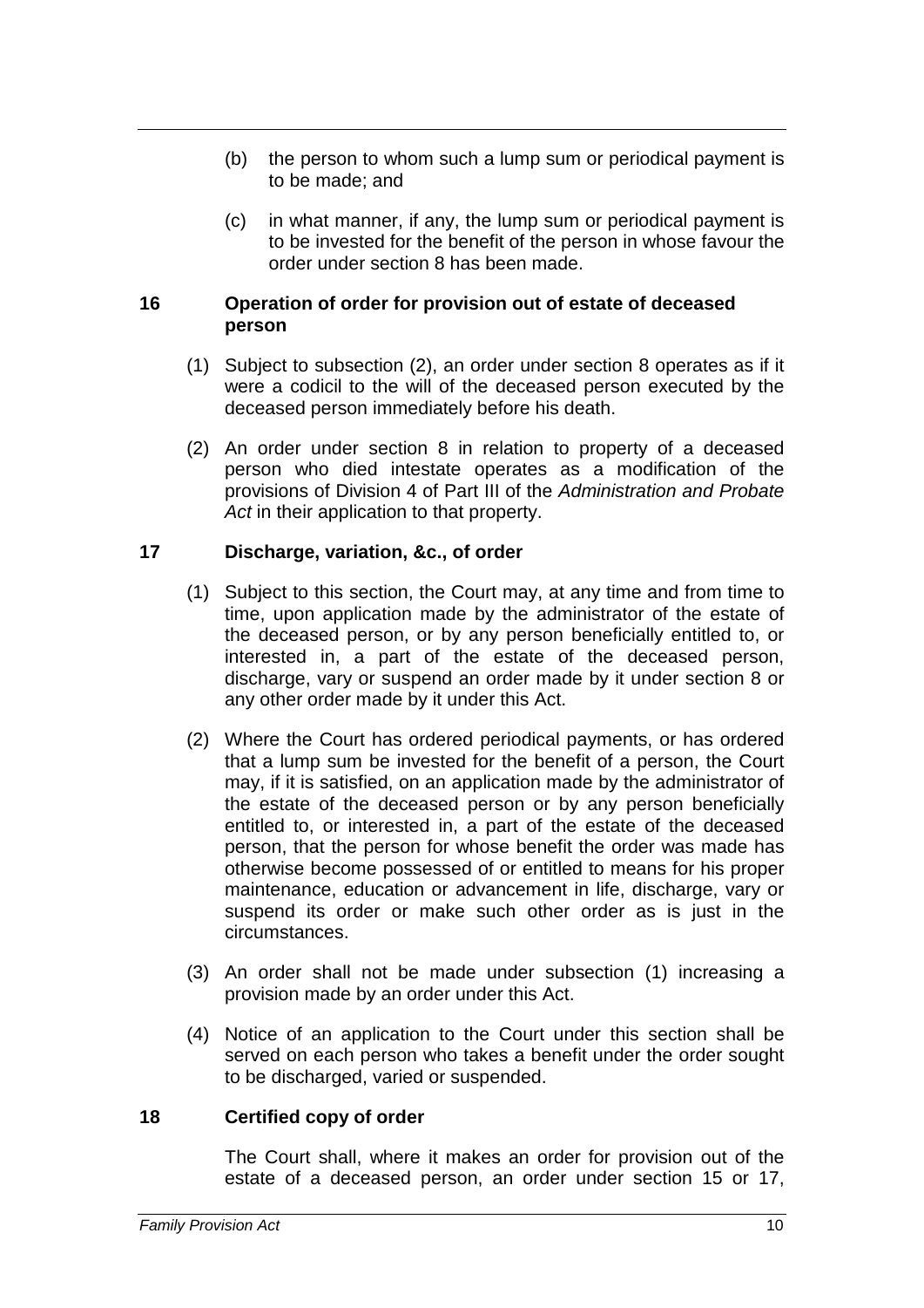(b) the person to whom such a lump sum or periodical payment is to be made; and

(c) in what manner, if any, the lump sum or periodical payment is to be invested for the benefit of the person in whose favour the order under section 8 has been made.

### 16 Operation of order for provision out of estate of deceased person

(1) Subject to subsection (2), an order under section 8 operates as if it were a codicil to the will of the deceased person executed by the deceased person immediately before his death.

(2) An order under section 8 in relation to property of a deceased person who died intestate operates as a modification of the provisions of Division 4 of Part III of the *Administration and Probate Act* in their application to that property.

### 17 Discharge, variation, &c., of order

(1) Subject to this section, the Court may, at any time and from time to time, upon application made by the administrator of the estate of the deceased person, or by any person beneficially entitled to, or interested in, a part of the estate of the deceased person, discharge, vary or suspend an order made by it under section 8 or any other order made by it under this Act.

(2) Where the Court has ordered periodical payments, or has ordered that a lump sum be invested for the benefit of a person, the Court may, if it is satisfied, on an application made by the administrator of the estate of the deceased person or by any person beneficially entitled to, or interested in, a part of the estate of the deceased person, that the person for whose benefit the order was made has otherwise become possessed of or entitled to means for his proper maintenance, education or advancement in life, discharge, vary or suspend its order or make such other order as is just in the circumstances.

(3) An order shall not be made under subsection (1) increasing a provision made by an order under this Act.

(4) Notice of an application to the Court under this section shall be served on each person who takes a benefit under the order sought to be discharged, varied or suspended.

### 18 Certified copy of order

The Court shall, where it makes an order for provision out of the estate of a deceased person, an order under section 15 or 17,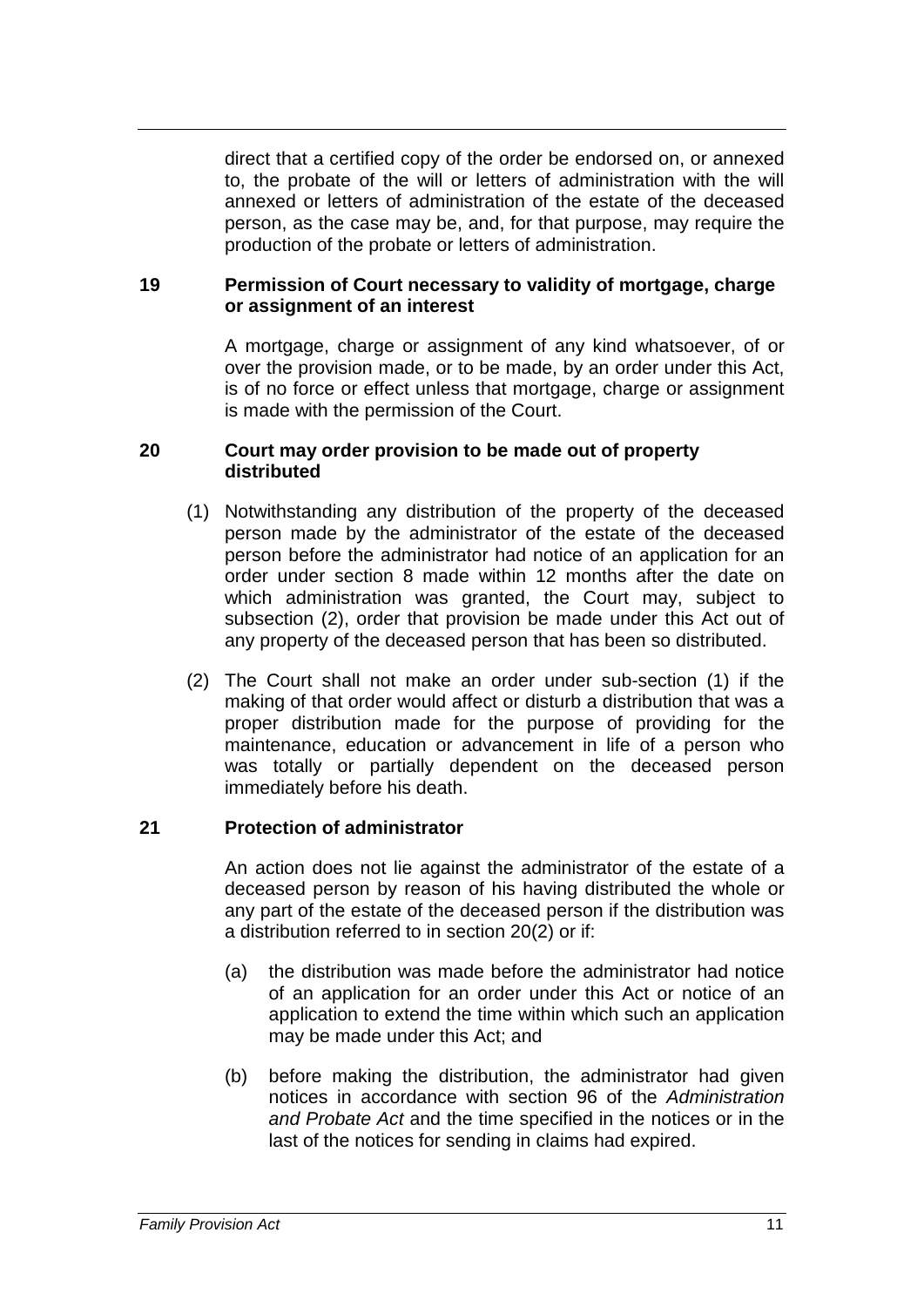direct that a certified copy of the order be endorsed on, or annexed to, the probate of the will or letters of administration with the will annexed or letters of administration of the estate of the deceased person, as the case may be, and, for that purpose, may require the production of the probate or letters of administration.

## 19 Permission of Court necessary to validity of mortgage, charge or assignment of an interest

A mortgage, charge or assignment of any kind whatsoever, of or over the provision made, or to be made, by an order under this Act, is of no force or effect unless that mortgage, charge or assignment is made with the permission of the Court.

## 20 Court may order provision to be made out of property distributed

(1) Notwithstanding any distribution of the property of the deceased person made by the administrator of the estate of the deceased person before the administrator had notice of an application for an order under section 8 made within 12 months after the date on which administration was granted, the Court may, subject to subsection (2), order that provision be made under this Act out of any property of the deceased person that has been so distributed.

(2) The Court shall not make an order under sub-section (1) if the making of that order would affect or disturb a distribution that was a proper distribution made for the purpose of providing for the maintenance, education or advancement in life of a person who was totally or partially dependent on the deceased person immediately before his death.

## 21 Protection of administrator

An action does not lie against the administrator of the estate of a deceased person by reason of his having distributed the whole or any part of the estate of the deceased person if the distribution was a distribution referred to in section 20(2) or if:

(a) the distribution was made before the administrator had notice of an application for an order under this Act or notice of an application to extend the time within which such an application may be made under this Act; and

(b) before making the distribution, the administrator had given notices in accordance with section 96 of the *Administration and Probate Act* and the time specified in the notices or in the last of the notices for sending in claims had expired.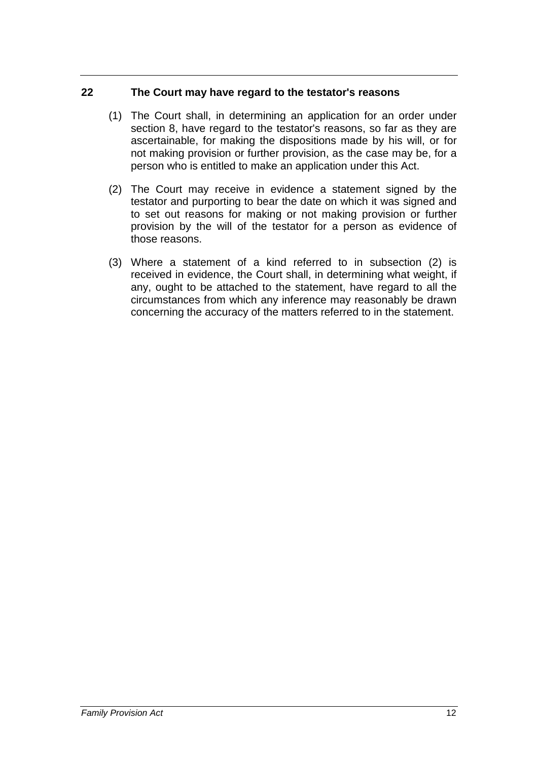## 22 The Court may have regard to the testator's reasons

(1) The Court shall, in determining an application for an order under section 8, have regard to the testator's reasons, so far as they are ascertainable, for making the dispositions made by his will, or for not making provision or further provision, as the case may be, for a person who is entitled to make an application under this Act.

(2) The Court may receive in evidence a statement signed by the testator and purporting to bear the date on which it was signed and to set out reasons for making or not making provision or further provision by the will of the testator for a person as evidence of those reasons.

(3) Where a statement of a kind referred to in subsection (2) is received in evidence, the Court shall, in determining what weight, if any, ought to be attached to the statement, have regard to all the circumstances from which any inference may reasonably be drawn concerning the accuracy of the matters referred to in the statement.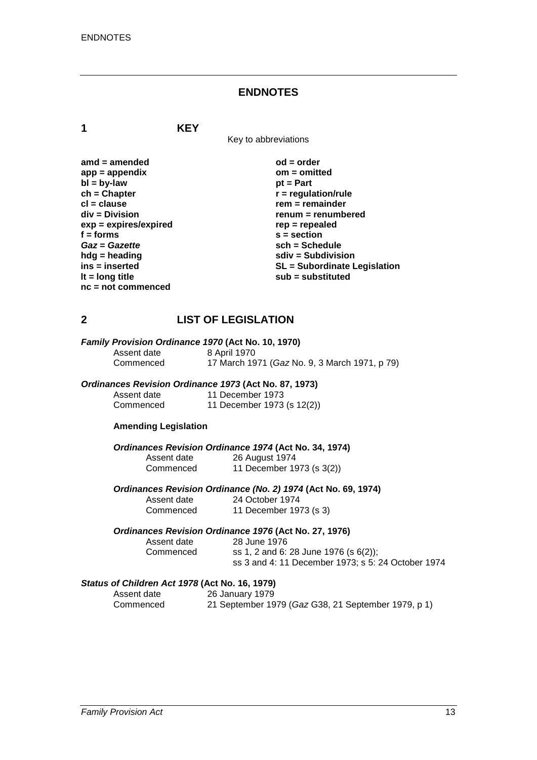# ENDNOTES

## 1 KEY

Key to abbreviations

**amd = amended**
**app = appendix**
**bl = by-law**
**ch = Chapter**
**cl = clause**
**div = Division**
**exp = expires/expired**
**f = forms**
***Gaz* = *Gazette***
**hdg = heading**
**ins = inserted**
**lt = long title**
**nc = not commenced**
**od = order**
**om = omitted**
**pt = Part**
**r = regulation/rule**
**rem = remainder**
**renum = renumbered**
**rep = repealed**
**s = section**
**sch = Schedule**
**sdiv = Subdivision**
**SL = Subordinate Legislation**
**sub = substituted**

## 2 LIST OF LEGISLATION

***Family Provision Ordinance 1970* (Act No. 10, 1970)**

Assent date 8 April 1970
Commenced 17 March 1971 (*Gaz* No. 9, 3 March 1971, p 79)

***Ordinances Revision Ordinance 1973* (Act No. 87, 1973)**

Assent date 11 December 1973
Commenced 11 December 1973 (s 12(2))

**Amending Legislation**

***Ordinances Revision Ordinance 1974* (Act No. 34, 1974)**

Assent date 26 August 1974
Commenced 11 December 1973 (s 3(2))

***Ordinances Revision Ordinance (No. 2) 1974* (Act No. 69, 1974)**

Assent date 24 October 1974
Commenced 11 December 1973 (s 3)

***Ordinances Revision Ordinance 1976* (Act No. 27, 1976)**

Assent date 28 June 1976
Commenced ss 1, 2 and 6: 28 June 1976 (s 6(2));
ss 3 and 4: 11 December 1973; s 5: 24 October 1974

***Status of Children Act 1978* (Act No. 16, 1979)**

Assent date 26 January 1979
Commenced 21 September 1979 (*Gaz* G38, 21 September 1979, p 1)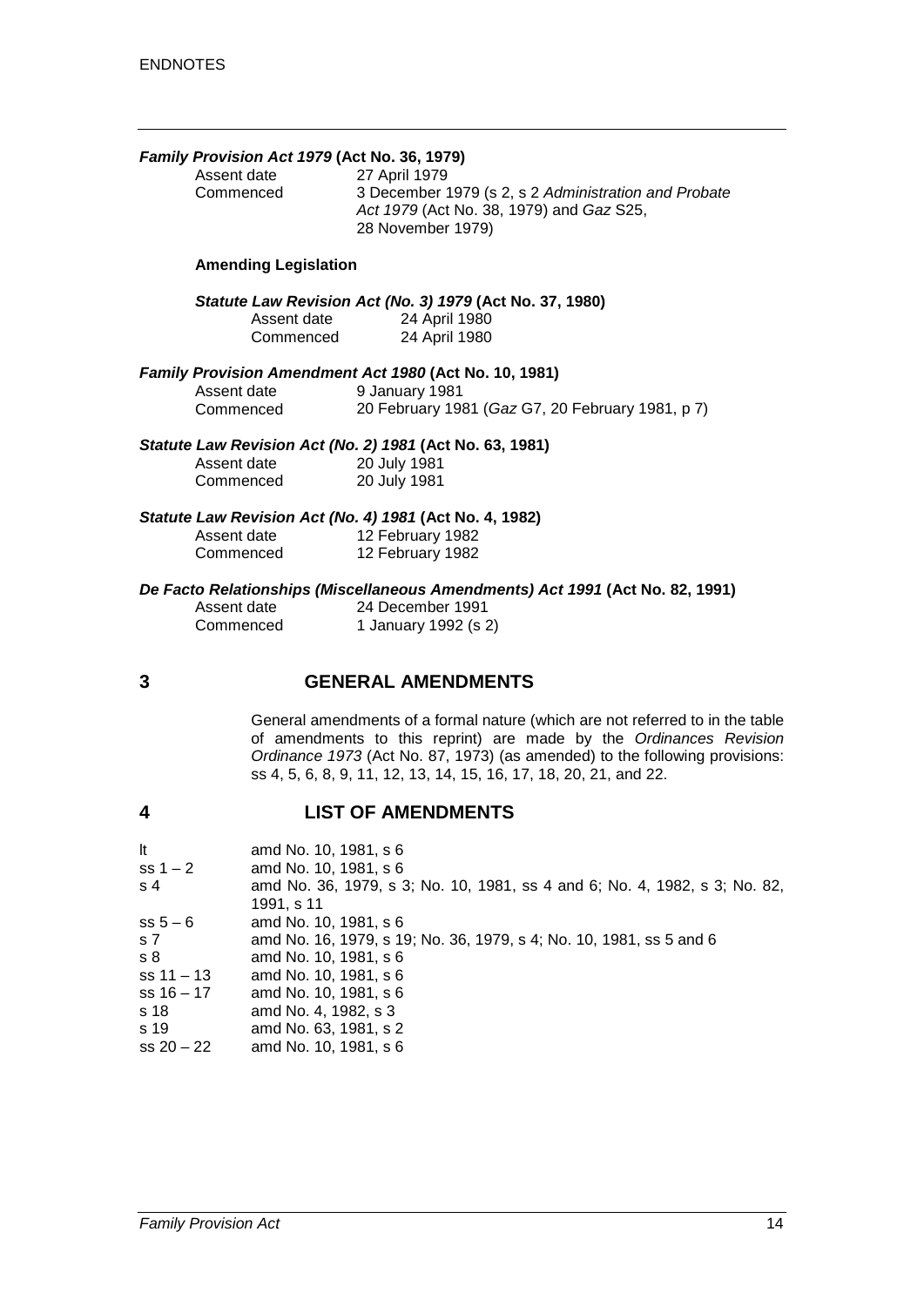***Family Provision Act 1979* (Act No. 36, 1979)**

| | |
|---|---|
| Assent date | 27 April 1979 |
| Commenced | 3 December 1979 (s 2, s 2 *Administration and Probate Act 1979* (Act No. 38, 1979) and *Gaz* S25, 28 November 1979) |

**Amending Legislation**

***Statute Law Revision Act (No. 3) 1979* (Act No. 37, 1980)**

| | |
|---|---|
| Assent date | 24 April 1980 |
| Commenced | 24 April 1980 |

***Family Provision Amendment Act 1980* (Act No. 10, 1981)**

| | |
|---|---|
| Assent date | 9 January 1981 |
| Commenced | 20 February 1981 (*Gaz* G7, 20 February 1981, p 7) |

***Statute Law Revision Act (No. 2) 1981* (Act No. 63, 1981)**

| | |
|---|---|
| Assent date | 20 July 1981 |
| Commenced | 20 July 1981 |

***Statute Law Revision Act (No. 4) 1981* (Act No. 4, 1982)**

| | |
|---|---|
| Assent date | 12 February 1982 |
| Commenced | 12 February 1982 |

***De Facto Relationships (Miscellaneous Amendments) Act 1991* (Act No. 82, 1991)**

| | |
|---|---|
| Assent date | 24 December 1991 |
| Commenced | 1 January 1992 (s 2) |

## 3 GENERAL AMENDMENTS

General amendments of a formal nature (which are not referred to in the table of amendments to this reprint) are made by the *Ordinances Revision Ordinance 1973* (Act No. 87, 1973) (as amended) to the following provisions: ss 4, 5, 6, 8, 9, 11, 12, 13, 14, 15, 16, 17, 18, 20, 21, and 22.

## 4 LIST OF AMENDMENTS

| | |
|---|---|
| lt | amd No. 10, 1981, s 6 |
| ss 1 – 2 | amd No. 10, 1981, s 6 |
| s 4 | amd No. 36, 1979, s 3; No. 10, 1981, ss 4 and 6; No. 4, 1982, s 3; No. 82, 1991, s 11 |
| ss 5 – 6 | amd No. 10, 1981, s 6 |
| s 7 | amd No. 16, 1979, s 19; No. 36, 1979, s 4; No. 10, 1981, ss 5 and 6 |
| s 8 | amd No. 10, 1981, s 6 |
| ss 11 – 13 | amd No. 10, 1981, s 6 |
| ss 16 – 17 | amd No. 10, 1981, s 6 |
| s 18 | amd No. 4, 1982, s 3 |
| s 19 | amd No. 63, 1981, s 2 |
| ss 20 – 22 | amd No. 10, 1981, s 6 |